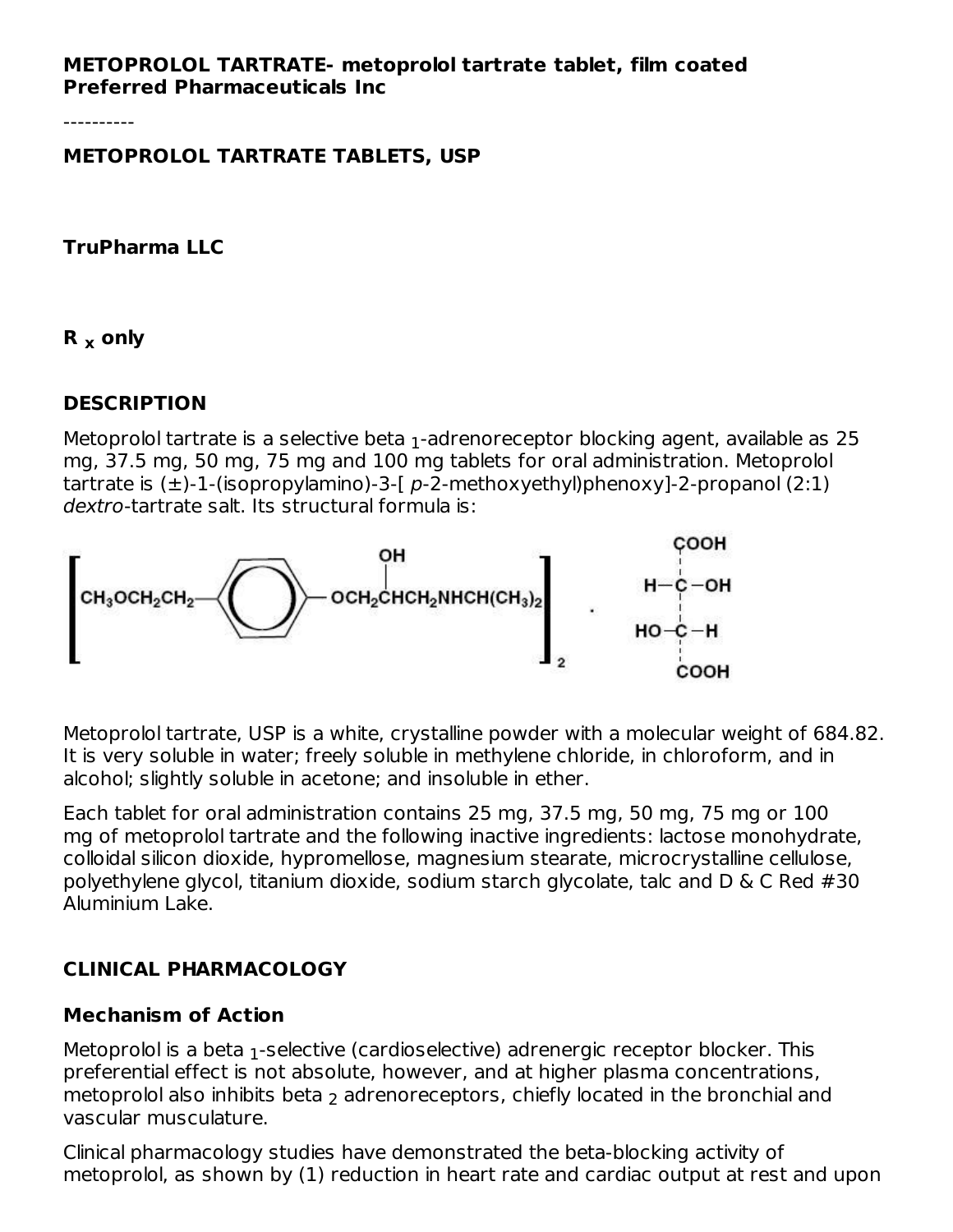**METOPROLOL TARTRATE- metoprolol tartrate tablet, film coated**
**Preferred Pharmaceuticals Inc**

----------

**METOPROLOL TARTRATE TABLETS, USP**

**TruPharma LLC**

**R x only**

## DESCRIPTION

Metoprolol tartrate is a selective beta $_1$-adrenoreceptor blocking agent, available as 25 mg, 37.5 mg, 50 mg, 75 mg and 100 mg tablets for oral administration. Metoprolol tartrate is (±)-1-(isopropylamino)-3-[ *p*-2-methoxyethyl)phenoxy]-2-propanol (2:1) *dextro*-tartrate salt. Its structural formula is:

$$\left[ CH_3OCH_2CH_2-C_6H_4-OCH_2\overset{OH}{\overset{|}{C}}HCH_2NHCH(CH_3)_2 \right]_2 \cdot \begin{array}{c} COOH \\ H-C-OH \\ HO-C-H \\ COOH \end{array}$$

Metoprolol tartrate, USP is a white, crystalline powder with a molecular weight of 684.82. It is very soluble in water; freely soluble in methylene chloride, in chloroform, and in alcohol; slightly soluble in acetone; and insoluble in ether.

Each tablet for oral administration contains 25 mg, 37.5 mg, 50 mg, 75 mg or 100 mg of metoprolol tartrate and the following inactive ingredients: lactose monohydrate, colloidal silicon dioxide, hypromellose, magnesium stearate, microcrystalline cellulose, polyethylene glycol, titanium dioxide, sodium starch glycolate, talc and D & C Red #30 Aluminium Lake.

## CLINICAL PHARMACOLOGY

### Mechanism of Action

Metoprolol is a beta $_1$-selective (cardioselective) adrenergic receptor blocker. This preferential effect is not absolute, however, and at higher plasma concentrations, metoprolol also inhibits beta $_2$ adrenoreceptors, chiefly located in the bronchial and vascular musculature.

Clinical pharmacology studies have demonstrated the beta-blocking activity of metoprolol, as shown by (1) reduction in heart rate and cardiac output at rest and upon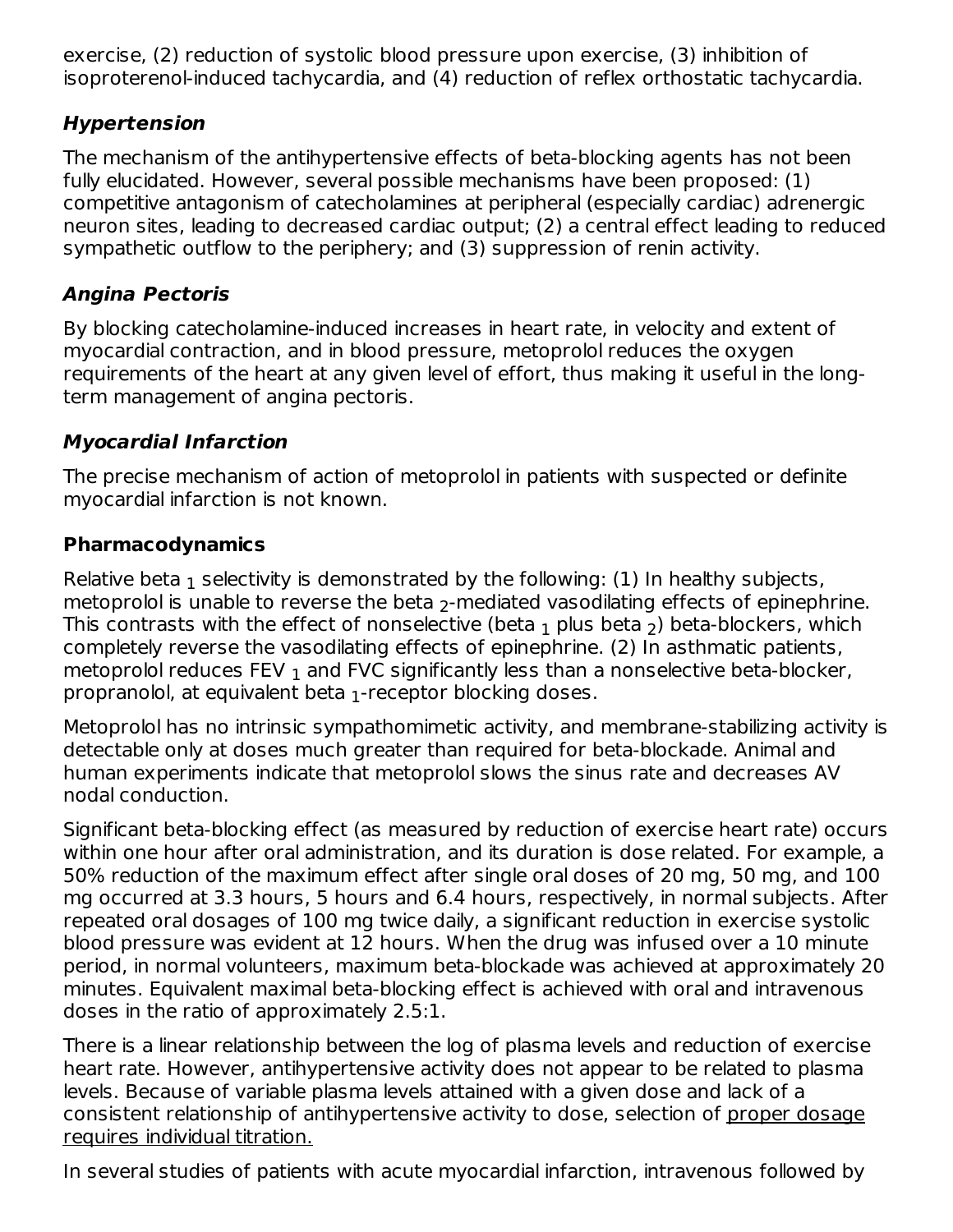exercise, (2) reduction of systolic blood pressure upon exercise, (3) inhibition of isoproterenol-induced tachycardia, and (4) reduction of reflex orthostatic tachycardia.

### *Hypertension*

The mechanism of the antihypertensive effects of beta-blocking agents has not been fully elucidated. However, several possible mechanisms have been proposed: (1) competitive antagonism of catecholamines at peripheral (especially cardiac) adrenergic neuron sites, leading to decreased cardiac output; (2) a central effect leading to reduced sympathetic outflow to the periphery; and (3) suppression of renin activity.

### *Angina Pectoris*

By blocking catecholamine-induced increases in heart rate, in velocity and extent of myocardial contraction, and in blood pressure, metoprolol reduces the oxygen requirements of the heart at any given level of effort, thus making it useful in the long-term management of angina pectoris.

### *Myocardial Infarction*

The precise mechanism of action of metoprolol in patients with suspected or definite myocardial infarction is not known.

## Pharmacodynamics

Relative beta $_1$ selectivity is demonstrated by the following: (1) In healthy subjects, metoprolol is unable to reverse the beta $_2$-mediated vasodilating effects of epinephrine. This contrasts with the effect of nonselective (beta $_1$ plus beta $_2$) beta-blockers, which completely reverse the vasodilating effects of epinephrine. (2) In asthmatic patients, metoprolol reduces FEV $_1$ and FVC significantly less than a nonselective beta-blocker, propranolol, at equivalent beta $_1$-receptor blocking doses.

Metoprolol has no intrinsic sympathomimetic activity, and membrane-stabilizing activity is detectable only at doses much greater than required for beta-blockade. Animal and human experiments indicate that metoprolol slows the sinus rate and decreases AV nodal conduction.

Significant beta-blocking effect (as measured by reduction of exercise heart rate) occurs within one hour after oral administration, and its duration is dose related. For example, a 50% reduction of the maximum effect after single oral doses of 20 mg, 50 mg, and 100 mg occurred at 3.3 hours, 5 hours and 6.4 hours, respectively, in normal subjects. After repeated oral dosages of 100 mg twice daily, a significant reduction in exercise systolic blood pressure was evident at 12 hours. When the drug was infused over a 10 minute period, in normal volunteers, maximum beta-blockade was achieved at approximately 20 minutes. Equivalent maximal beta-blocking effect is achieved with oral and intravenous doses in the ratio of approximately 2.5:1.

There is a linear relationship between the log of plasma levels and reduction of exercise heart rate. However, antihypertensive activity does not appear to be related to plasma levels. Because of variable plasma levels attained with a given dose and lack of a consistent relationship of antihypertensive activity to dose, selection of proper dosage requires individual titration.

In several studies of patients with acute myocardial infarction, intravenous followed by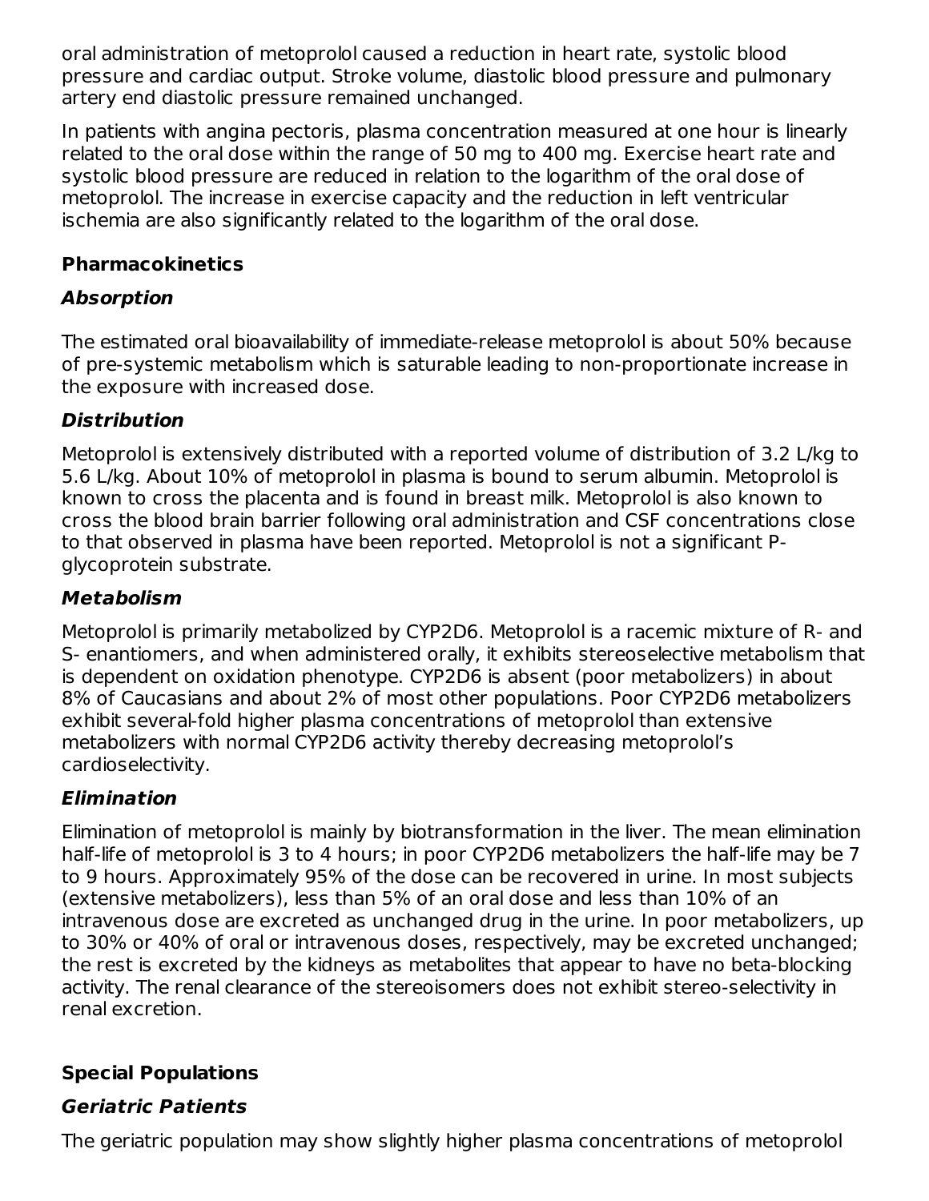oral administration of metoprolol caused a reduction in heart rate, systolic blood pressure and cardiac output. Stroke volume, diastolic blood pressure and pulmonary artery end diastolic pressure remained unchanged.

In patients with angina pectoris, plasma concentration measured at one hour is linearly related to the oral dose within the range of 50 mg to 400 mg. Exercise heart rate and systolic blood pressure are reduced in relation to the logarithm of the oral dose of metoprolol. The increase in exercise capacity and the reduction in left ventricular ischemia are also significantly related to the logarithm of the oral dose.

### Pharmacokinetics

#### *Absorption*

The estimated oral bioavailability of immediate-release metoprolol is about 50% because of pre-systemic metabolism which is saturable leading to non-proportionate increase in the exposure with increased dose.

#### *Distribution*

Metoprolol is extensively distributed with a reported volume of distribution of 3.2 L/kg to 5.6 L/kg. About 10% of metoprolol in plasma is bound to serum albumin. Metoprolol is known to cross the placenta and is found in breast milk. Metoprolol is also known to cross the blood brain barrier following oral administration and CSF concentrations close to that observed in plasma have been reported. Metoprolol is not a significant P-glycoprotein substrate.

#### *Metabolism*

Metoprolol is primarily metabolized by CYP2D6. Metoprolol is a racemic mixture of R- and S- enantiomers, and when administered orally, it exhibits stereoselective metabolism that is dependent on oxidation phenotype. CYP2D6 is absent (poor metabolizers) in about 8% of Caucasians and about 2% of most other populations. Poor CYP2D6 metabolizers exhibit several-fold higher plasma concentrations of metoprolol than extensive metabolizers with normal CYP2D6 activity thereby decreasing metoprolol's cardioselectivity.

#### *Elimination*

Elimination of metoprolol is mainly by biotransformation in the liver. The mean elimination half-life of metoprolol is 3 to 4 hours; in poor CYP2D6 metabolizers the half-life may be 7 to 9 hours. Approximately 95% of the dose can be recovered in urine. In most subjects (extensive metabolizers), less than 5% of an oral dose and less than 10% of an intravenous dose are excreted as unchanged drug in the urine. In poor metabolizers, up to 30% or 40% of oral or intravenous doses, respectively, may be excreted unchanged; the rest is excreted by the kidneys as metabolites that appear to have no beta-blocking activity. The renal clearance of the stereoisomers does not exhibit stereo-selectivity in renal excretion.

### Special Populations

#### *Geriatric Patients*

The geriatric population may show slightly higher plasma concentrations of metoprolol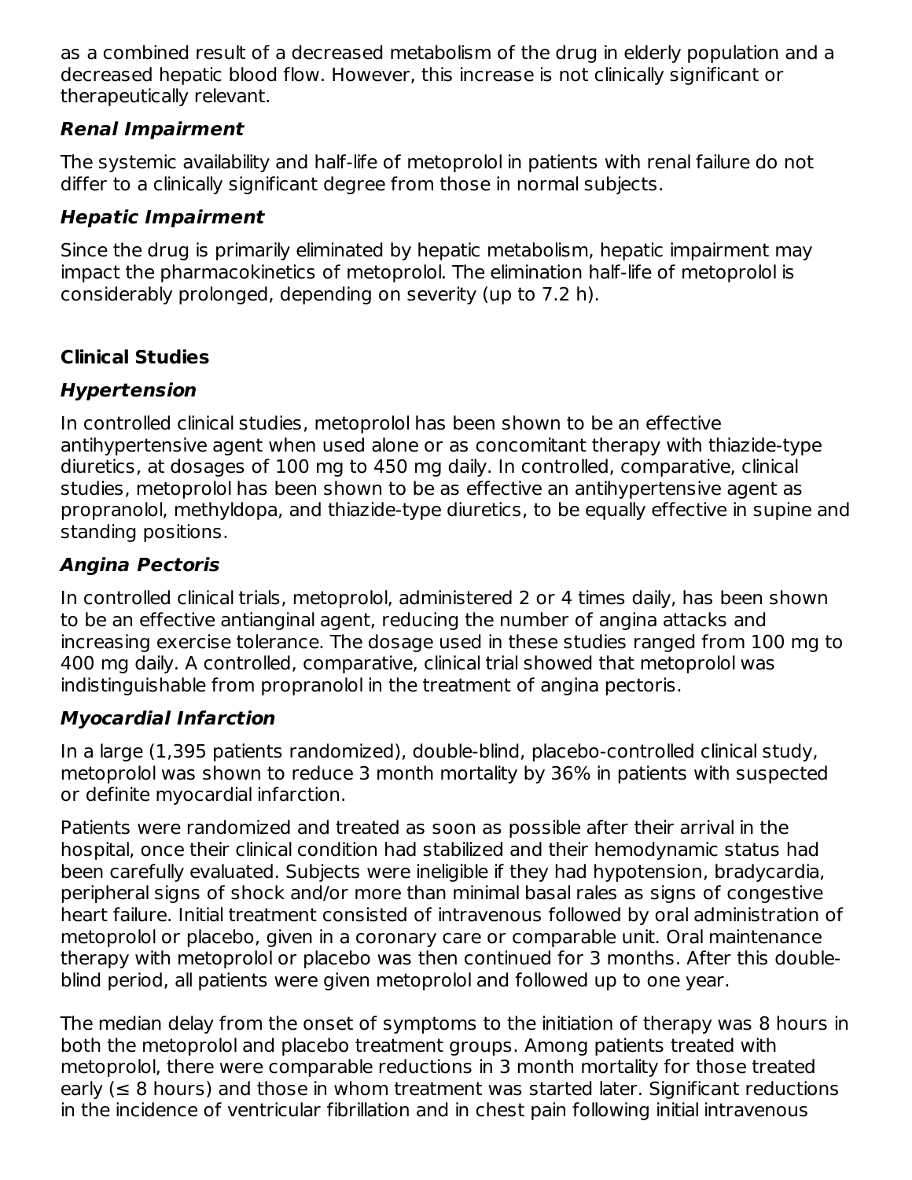as a combined result of a decreased metabolism of the drug in elderly population and a decreased hepatic blood flow. However, this increase is not clinically significant or therapeutically relevant.

### *Renal Impairment*

The systemic availability and half-life of metoprolol in patients with renal failure do not differ to a clinically significant degree from those in normal subjects.

### *Hepatic Impairment*

Since the drug is primarily eliminated by hepatic metabolism, hepatic impairment may impact the pharmacokinetics of metoprolol. The elimination half-life of metoprolol is considerably prolonged, depending on severity (up to 7.2 h).

## Clinical Studies

### *Hypertension*

In controlled clinical studies, metoprolol has been shown to be an effective antihypertensive agent when used alone or as concomitant therapy with thiazide-type diuretics, at dosages of 100 mg to 450 mg daily. In controlled, comparative, clinical studies, metoprolol has been shown to be as effective an antihypertensive agent as propranolol, methyldopa, and thiazide-type diuretics, to be equally effective in supine and standing positions.

### *Angina Pectoris*

In controlled clinical trials, metoprolol, administered 2 or 4 times daily, has been shown to be an effective antianginal agent, reducing the number of angina attacks and increasing exercise tolerance. The dosage used in these studies ranged from 100 mg to 400 mg daily. A controlled, comparative, clinical trial showed that metoprolol was indistinguishable from propranolol in the treatment of angina pectoris.

### *Myocardial Infarction*

In a large (1,395 patients randomized), double-blind, placebo-controlled clinical study, metoprolol was shown to reduce 3 month mortality by 36% in patients with suspected or definite myocardial infarction.

Patients were randomized and treated as soon as possible after their arrival in the hospital, once their clinical condition had stabilized and their hemodynamic status had been carefully evaluated. Subjects were ineligible if they had hypotension, bradycardia, peripheral signs of shock and/or more than minimal basal rales as signs of congestive heart failure. Initial treatment consisted of intravenous followed by oral administration of metoprolol or placebo, given in a coronary care or comparable unit. Oral maintenance therapy with metoprolol or placebo was then continued for 3 months. After this double-blind period, all patients were given metoprolol and followed up to one year.

The median delay from the onset of symptoms to the initiation of therapy was 8 hours in both the metoprolol and placebo treatment groups. Among patients treated with metoprolol, there were comparable reductions in 3 month mortality for those treated early (≤ 8 hours) and those in whom treatment was started later. Significant reductions in the incidence of ventricular fibrillation and in chest pain following initial intravenous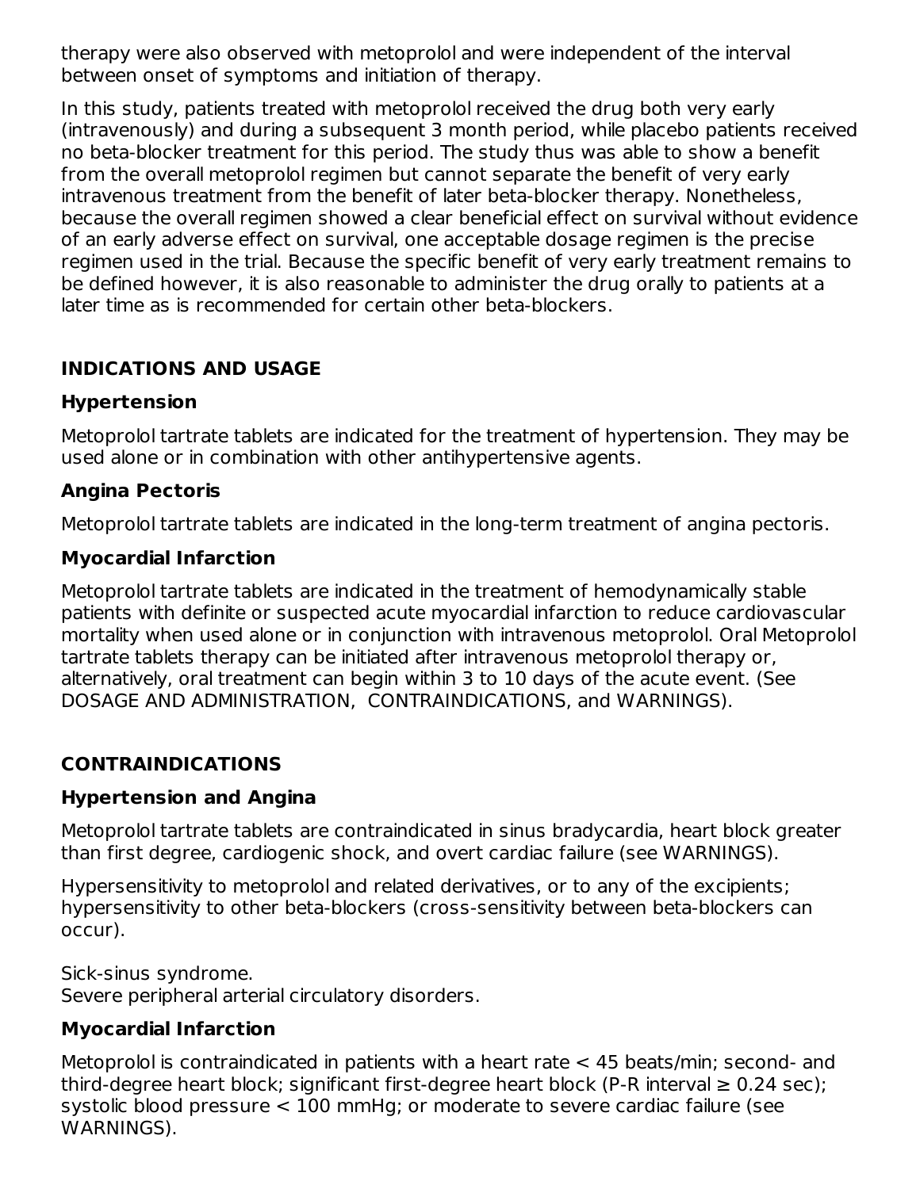therapy were also observed with metoprolol and were independent of the interval between onset of symptoms and initiation of therapy.

In this study, patients treated with metoprolol received the drug both very early (intravenously) and during a subsequent 3 month period, while placebo patients received no beta-blocker treatment for this period. The study thus was able to show a benefit from the overall metoprolol regimen but cannot separate the benefit of very early intravenous treatment from the benefit of later beta-blocker therapy. Nonetheless, because the overall regimen showed a clear beneficial effect on survival without evidence of an early adverse effect on survival, one acceptable dosage regimen is the precise regimen used in the trial. Because the specific benefit of very early treatment remains to be defined however, it is also reasonable to administer the drug orally to patients at a later time as is recommended for certain other beta-blockers.

## INDICATIONS AND USAGE

### Hypertension

Metoprolol tartrate tablets are indicated for the treatment of hypertension. They may be used alone or in combination with other antihypertensive agents.

### Angina Pectoris

Metoprolol tartrate tablets are indicated in the long-term treatment of angina pectoris.

### Myocardial Infarction

Metoprolol tartrate tablets are indicated in the treatment of hemodynamically stable patients with definite or suspected acute myocardial infarction to reduce cardiovascular mortality when used alone or in conjunction with intravenous metoprolol. Oral Metoprolol tartrate tablets therapy can be initiated after intravenous metoprolol therapy or, alternatively, oral treatment can begin within 3 to 10 days of the acute event. (See DOSAGE AND ADMINISTRATION, CONTRAINDICATIONS, and WARNINGS).

## CONTRAINDICATIONS

### Hypertension and Angina

Metoprolol tartrate tablets are contraindicated in sinus bradycardia, heart block greater than first degree, cardiogenic shock, and overt cardiac failure (see WARNINGS).

Hypersensitivity to metoprolol and related derivatives, or to any of the excipients; hypersensitivity to other beta-blockers (cross-sensitivity between beta-blockers can occur).

Sick-sinus syndrome.
Severe peripheral arterial circulatory disorders.

### Myocardial Infarction

Metoprolol is contraindicated in patients with a heart rate < 45 beats/min; second- and third-degree heart block; significant first-degree heart block (P-R interval ≥ 0.24 sec); systolic blood pressure < 100 mmHg; or moderate to severe cardiac failure (see WARNINGS).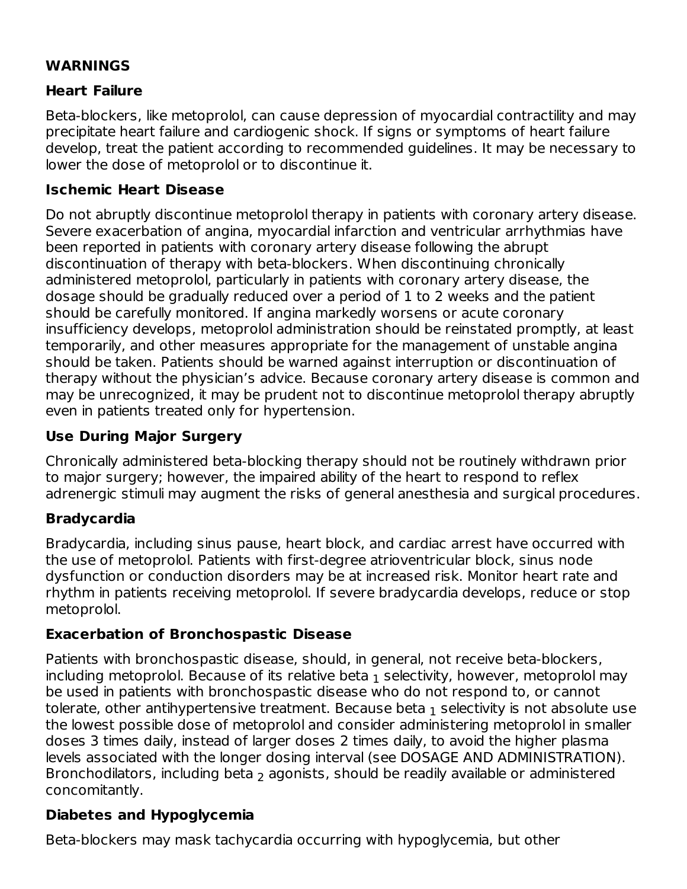## WARNINGS

### Heart Failure

Beta-blockers, like metoprolol, can cause depression of myocardial contractility and may precipitate heart failure and cardiogenic shock. If signs or symptoms of heart failure develop, treat the patient according to recommended guidelines. It may be necessary to lower the dose of metoprolol or to discontinue it.

### Ischemic Heart Disease

Do not abruptly discontinue metoprolol therapy in patients with coronary artery disease. Severe exacerbation of angina, myocardial infarction and ventricular arrhythmias have been reported in patients with coronary artery disease following the abrupt discontinuation of therapy with beta-blockers. When discontinuing chronically administered metoprolol, particularly in patients with coronary artery disease, the dosage should be gradually reduced over a period of 1 to 2 weeks and the patient should be carefully monitored. If angina markedly worsens or acute coronary insufficiency develops, metoprolol administration should be reinstated promptly, at least temporarily, and other measures appropriate for the management of unstable angina should be taken. Patients should be warned against interruption or discontinuation of therapy without the physician's advice. Because coronary artery disease is common and may be unrecognized, it may be prudent not to discontinue metoprolol therapy abruptly even in patients treated only for hypertension.

### Use During Major Surgery

Chronically administered beta-blocking therapy should not be routinely withdrawn prior to major surgery; however, the impaired ability of the heart to respond to reflex adrenergic stimuli may augment the risks of general anesthesia and surgical procedures.

### Bradycardia

Bradycardia, including sinus pause, heart block, and cardiac arrest have occurred with the use of metoprolol. Patients with first-degree atrioventricular block, sinus node dysfunction or conduction disorders may be at increased risk. Monitor heart rate and rhythm in patients receiving metoprolol. If severe bradycardia develops, reduce or stop metoprolol.

### Exacerbation of Bronchospastic Disease

Patients with bronchospastic disease, should, in general, not receive beta-blockers, including metoprolol. Because of its relative beta $_1$ selectivity, however, metoprolol may be used in patients with bronchospastic disease who do not respond to, or cannot tolerate, other antihypertensive treatment. Because beta $_1$ selectivity is not absolute use the lowest possible dose of metoprolol and consider administering metoprolol in smaller doses 3 times daily, instead of larger doses 2 times daily, to avoid the higher plasma levels associated with the longer dosing interval (see DOSAGE AND ADMINISTRATION). Bronchodilators, including beta $_2$ agonists, should be readily available or administered concomitantly.

### Diabetes and Hypoglycemia

Beta-blockers may mask tachycardia occurring with hypoglycemia, but other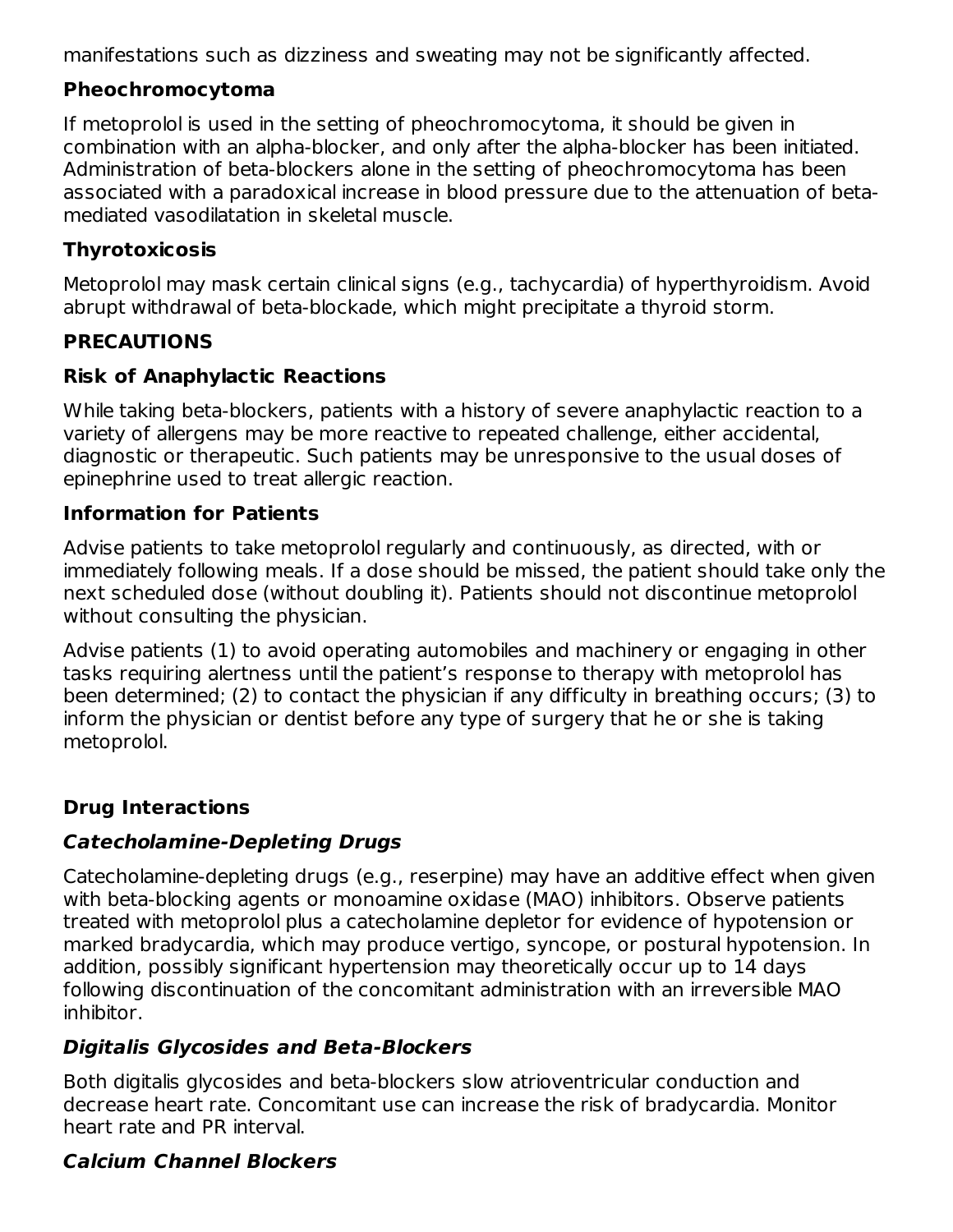manifestations such as dizziness and sweating may not be significantly affected.

### Pheochromocytoma

If metoprolol is used in the setting of pheochromocytoma, it should be given in combination with an alpha-blocker, and only after the alpha-blocker has been initiated. Administration of beta-blockers alone in the setting of pheochromocytoma has been associated with a paradoxical increase in blood pressure due to the attenuation of beta-mediated vasodilatation in skeletal muscle.

### Thyrotoxicosis

Metoprolol may mask certain clinical signs (e.g., tachycardia) of hyperthyroidism. Avoid abrupt withdrawal of beta-blockade, which might precipitate a thyroid storm.

## PRECAUTIONS

### Risk of Anaphylactic Reactions

While taking beta-blockers, patients with a history of severe anaphylactic reaction to a variety of allergens may be more reactive to repeated challenge, either accidental, diagnostic or therapeutic. Such patients may be unresponsive to the usual doses of epinephrine used to treat allergic reaction.

### Information for Patients

Advise patients to take metoprolol regularly and continuously, as directed, with or immediately following meals. If a dose should be missed, the patient should take only the next scheduled dose (without doubling it). Patients should not discontinue metoprolol without consulting the physician.

Advise patients (1) to avoid operating automobiles and machinery or engaging in other tasks requiring alertness until the patient's response to therapy with metoprolol has been determined; (2) to contact the physician if any difficulty in breathing occurs; (3) to inform the physician or dentist before any type of surgery that he or she is taking metoprolol.

### Drug Interactions

#### *Catecholamine-Depleting Drugs*

Catecholamine-depleting drugs (e.g., reserpine) may have an additive effect when given with beta-blocking agents or monoamine oxidase (MAO) inhibitors. Observe patients treated with metoprolol plus a catecholamine depletor for evidence of hypotension or marked bradycardia, which may produce vertigo, syncope, or postural hypotension. In addition, possibly significant hypertension may theoretically occur up to 14 days following discontinuation of the concomitant administration with an irreversible MAO inhibitor.

#### *Digitalis Glycosides and Beta-Blockers*

Both digitalis glycosides and beta-blockers slow atrioventricular conduction and decrease heart rate. Concomitant use can increase the risk of bradycardia. Monitor heart rate and PR interval.

#### *Calcium Channel Blockers*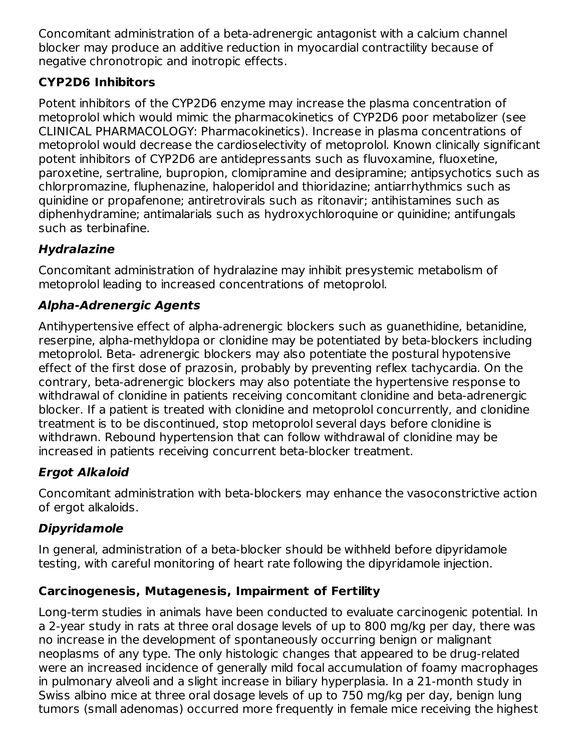Concomitant administration of a beta-adrenergic antagonist with a calcium channel blocker may produce an additive reduction in myocardial contractility because of negative chronotropic and inotropic effects.

**CYP2D6 Inhibitors**

Potent inhibitors of the CYP2D6 enzyme may increase the plasma concentration of metoprolol which would mimic the pharmacokinetics of CYP2D6 poor metabolizer (see CLINICAL PHARMACOLOGY: Pharmacokinetics). Increase in plasma concentrations of metoprolol would decrease the cardioselectivity of metoprolol. Known clinically significant potent inhibitors of CYP2D6 are antidepressants such as fluvoxamine, fluoxetine, paroxetine, sertraline, bupropion, clomipramine and desipramine; antipsychotics such as chlorpromazine, fluphenazine, haloperidol and thioridazine; antiarrhythmics such as quinidine or propafenone; antiretrovirals such as ritonavir; antihistamines such as diphenhydramine; antimalarials such as hydroxychloroquine or quinidine; antifungals such as terbinafine.

***Hydralazine***

Concomitant administration of hydralazine may inhibit presystemic metabolism of metoprolol leading to increased concentrations of metoprolol.

***Alpha-Adrenergic Agents***

Antihypertensive effect of alpha-adrenergic blockers such as guanethidine, betanidine, reserpine, alpha-methyldopa or clonidine may be potentiated by beta-blockers including metoprolol. Beta- adrenergic blockers may also potentiate the postural hypotensive effect of the first dose of prazosin, probably by preventing reflex tachycardia. On the contrary, beta-adrenergic blockers may also potentiate the hypertensive response to withdrawal of clonidine in patients receiving concomitant clonidine and beta-adrenergic blocker. If a patient is treated with clonidine and metoprolol concurrently, and clonidine treatment is to be discontinued, stop metoprolol several days before clonidine is withdrawn. Rebound hypertension that can follow withdrawal of clonidine may be increased in patients receiving concurrent beta-blocker treatment.

***Ergot Alkaloid***

Concomitant administration with beta-blockers may enhance the vasoconstrictive action of ergot alkaloids.

***Dipyridamole***

In general, administration of a beta-blocker should be withheld before dipyridamole testing, with careful monitoring of heart rate following the dipyridamole injection.

**Carcinogenesis, Mutagenesis, Impairment of Fertility**

Long-term studies in animals have been conducted to evaluate carcinogenic potential. In a 2-year study in rats at three oral dosage levels of up to 800 mg/kg per day, there was no increase in the development of spontaneously occurring benign or malignant neoplasms of any type. The only histologic changes that appeared to be drug-related were an increased incidence of generally mild focal accumulation of foamy macrophages in pulmonary alveoli and a slight increase in biliary hyperplasia. In a 21-month study in Swiss albino mice at three oral dosage levels of up to 750 mg/kg per day, benign lung tumors (small adenomas) occurred more frequently in female mice receiving the highest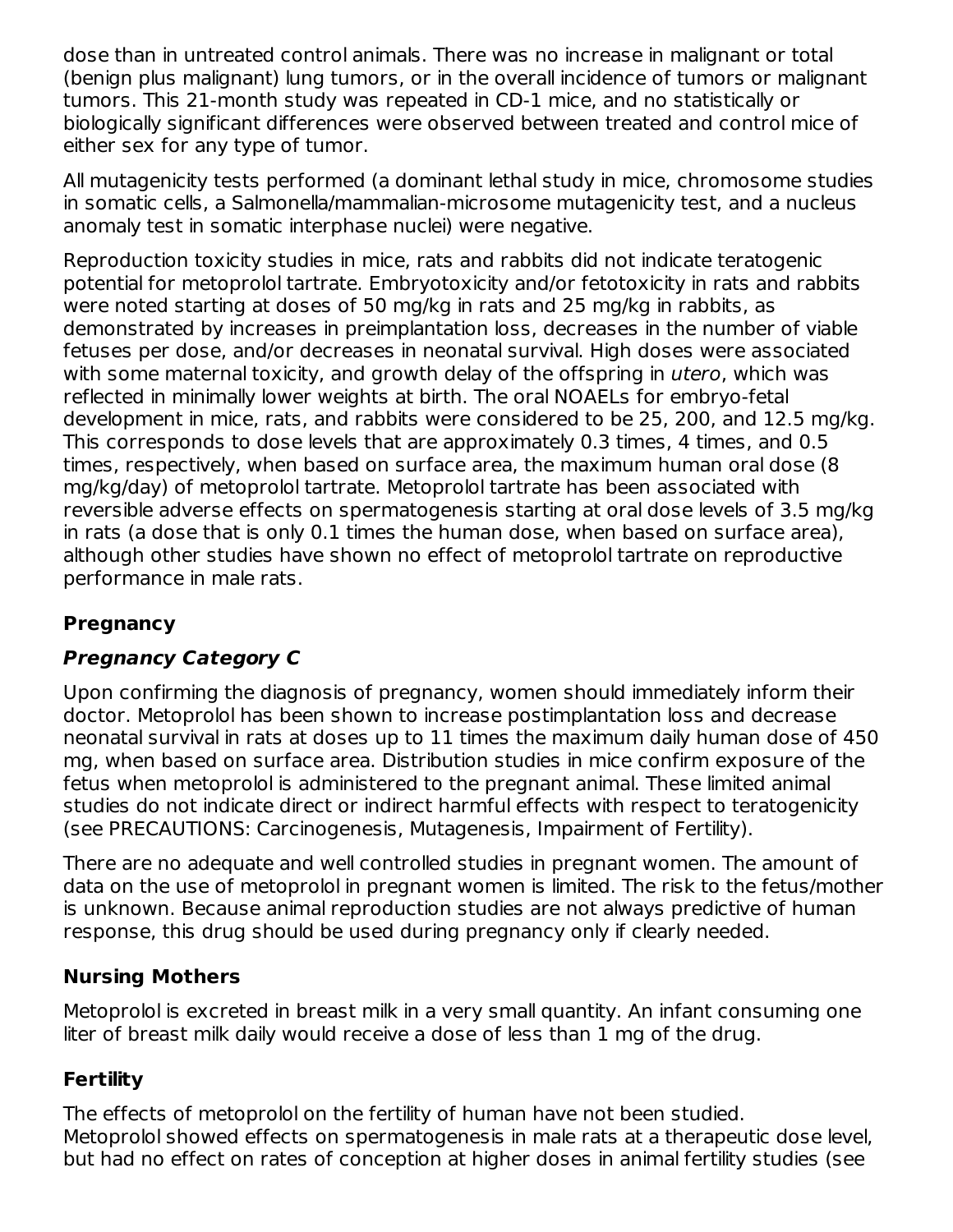dose than in untreated control animals. There was no increase in malignant or total (benign plus malignant) lung tumors, or in the overall incidence of tumors or malignant tumors. This 21-month study was repeated in CD-1 mice, and no statistically or biologically significant differences were observed between treated and control mice of either sex for any type of tumor.

All mutagenicity tests performed (a dominant lethal study in mice, chromosome studies in somatic cells, a Salmonella/mammalian-microsome mutagenicity test, and a nucleus anomaly test in somatic interphase nuclei) were negative.

Reproduction toxicity studies in mice, rats and rabbits did not indicate teratogenic potential for metoprolol tartrate. Embryotoxicity and/or fetotoxicity in rats and rabbits were noted starting at doses of 50 mg/kg in rats and 25 mg/kg in rabbits, as demonstrated by increases in preimplantation loss, decreases in the number of viable fetuses per dose, and/or decreases in neonatal survival. High doses were associated with some maternal toxicity, and growth delay of the offspring in *utero*, which was reflected in minimally lower weights at birth. The oral NOAELs for embryo-fetal development in mice, rats, and rabbits were considered to be 25, 200, and 12.5 mg/kg. This corresponds to dose levels that are approximately 0.3 times, 4 times, and 0.5 times, respectively, when based on surface area, the maximum human oral dose (8 mg/kg/day) of metoprolol tartrate. Metoprolol tartrate has been associated with reversible adverse effects on spermatogenesis starting at oral dose levels of 3.5 mg/kg in rats (a dose that is only 0.1 times the human dose, when based on surface area), although other studies have shown no effect of metoprolol tartrate on reproductive performance in male rats.

## Pregnancy

### *Pregnancy Category C*

Upon confirming the diagnosis of pregnancy, women should immediately inform their doctor. Metoprolol has been shown to increase postimplantation loss and decrease neonatal survival in rats at doses up to 11 times the maximum daily human dose of 450 mg, when based on surface area. Distribution studies in mice confirm exposure of the fetus when metoprolol is administered to the pregnant animal. These limited animal studies do not indicate direct or indirect harmful effects with respect to teratogenicity (see PRECAUTIONS: Carcinogenesis, Mutagenesis, Impairment of Fertility).

There are no adequate and well controlled studies in pregnant women. The amount of data on the use of metoprolol in pregnant women is limited. The risk to the fetus/mother is unknown. Because animal reproduction studies are not always predictive of human response, this drug should be used during pregnancy only if clearly needed.

## Nursing Mothers

Metoprolol is excreted in breast milk in a very small quantity. An infant consuming one liter of breast milk daily would receive a dose of less than 1 mg of the drug.

## Fertility

The effects of metoprolol on the fertility of human have not been studied.
Metoprolol showed effects on spermatogenesis in male rats at a therapeutic dose level, but had no effect on rates of conception at higher doses in animal fertility studies (see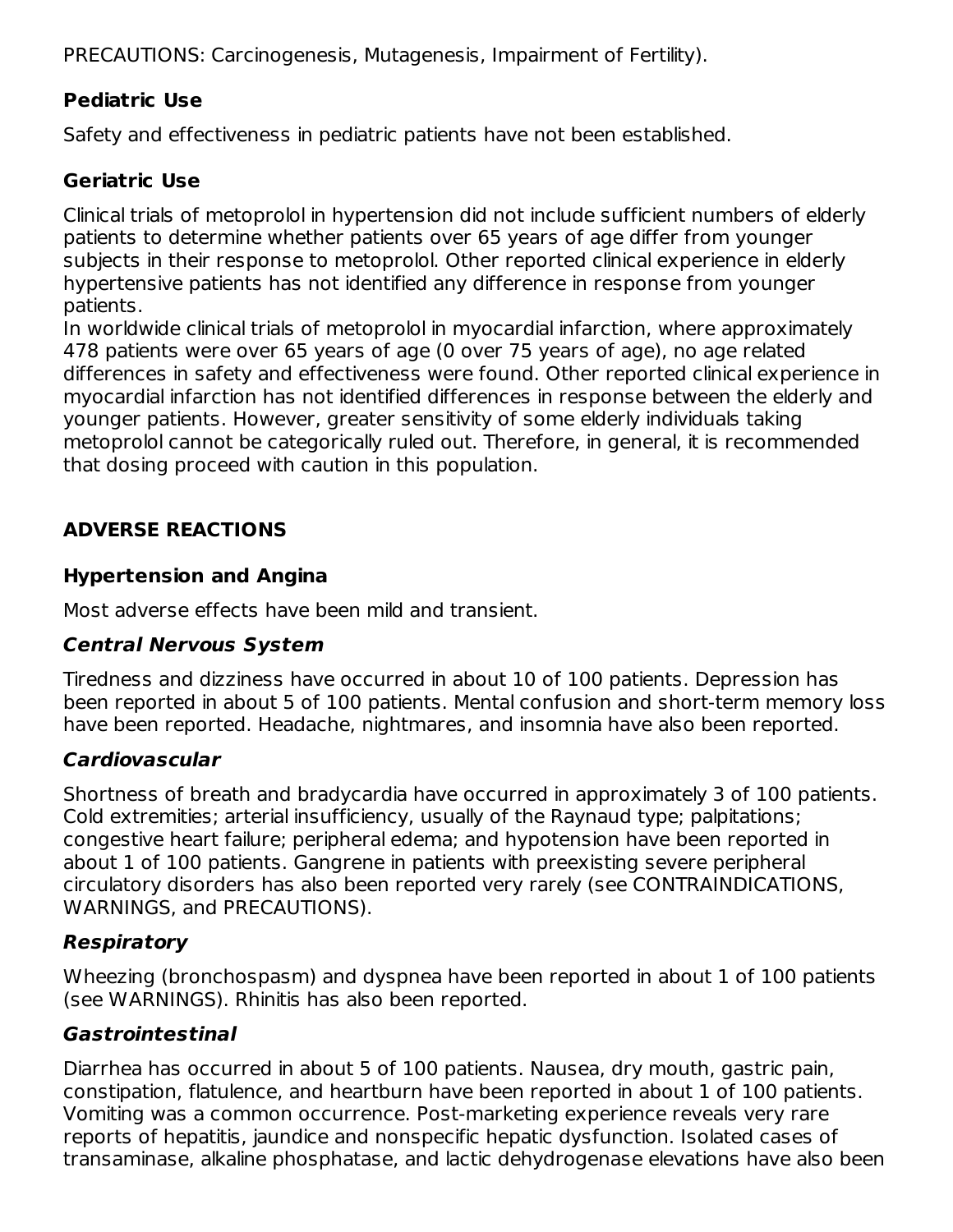PRECAUTIONS: Carcinogenesis, Mutagenesis, Impairment of Fertility).

### Pediatric Use

Safety and effectiveness in pediatric patients have not been established.

### Geriatric Use

Clinical trials of metoprolol in hypertension did not include sufficient numbers of elderly patients to determine whether patients over 65 years of age differ from younger subjects in their response to metoprolol. Other reported clinical experience in elderly hypertensive patients has not identified any difference in response from younger patients.
In worldwide clinical trials of metoprolol in myocardial infarction, where approximately 478 patients were over 65 years of age (0 over 75 years of age), no age related differences in safety and effectiveness were found. Other reported clinical experience in myocardial infarction has not identified differences in response between the elderly and younger patients. However, greater sensitivity of some elderly individuals taking metoprolol cannot be categorically ruled out. Therefore, in general, it is recommended that dosing proceed with caution in this population.

## ADVERSE REACTIONS

### Hypertension and Angina

Most adverse effects have been mild and transient.

#### *Central Nervous System*

Tiredness and dizziness have occurred in about 10 of 100 patients. Depression has been reported in about 5 of 100 patients. Mental confusion and short-term memory loss have been reported. Headache, nightmares, and insomnia have also been reported.

#### *Cardiovascular*

Shortness of breath and bradycardia have occurred in approximately 3 of 100 patients. Cold extremities; arterial insufficiency, usually of the Raynaud type; palpitations; congestive heart failure; peripheral edema; and hypotension have been reported in about 1 of 100 patients. Gangrene in patients with preexisting severe peripheral circulatory disorders has also been reported very rarely (see CONTRAINDICATIONS, WARNINGS, and PRECAUTIONS).

#### *Respiratory*

Wheezing (bronchospasm) and dyspnea have been reported in about 1 of 100 patients (see WARNINGS). Rhinitis has also been reported.

#### *Gastrointestinal*

Diarrhea has occurred in about 5 of 100 patients. Nausea, dry mouth, gastric pain, constipation, flatulence, and heartburn have been reported in about 1 of 100 patients. Vomiting was a common occurrence. Post-marketing experience reveals very rare reports of hepatitis, jaundice and nonspecific hepatic dysfunction. Isolated cases of transaminase, alkaline phosphatase, and lactic dehydrogenase elevations have also been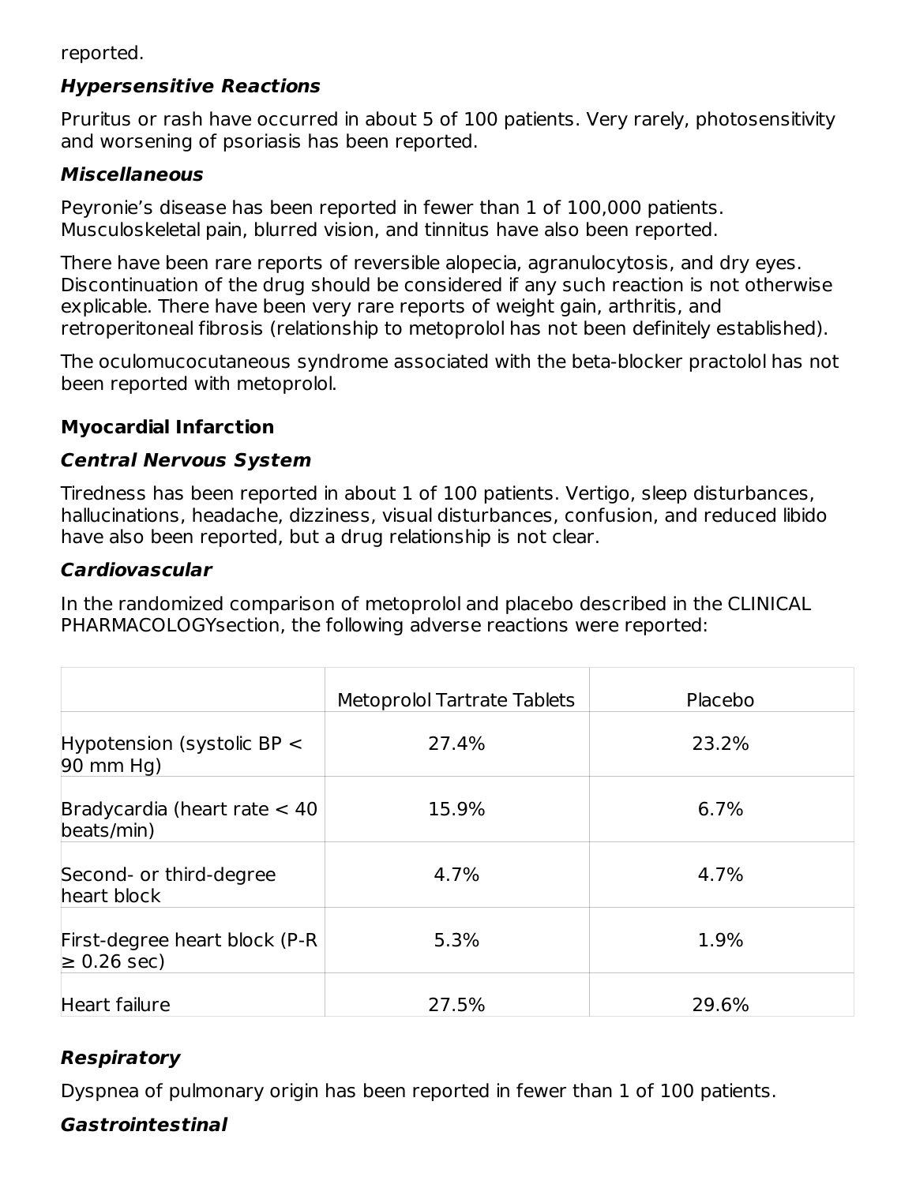reported.

### *Hypersensitive Reactions*

Pruritus or rash have occurred in about 5 of 100 patients. Very rarely, photosensitivity and worsening of psoriasis has been reported.

### *Miscellaneous*

Peyronie's disease has been reported in fewer than 1 of 100,000 patients. Musculoskeletal pain, blurred vision, and tinnitus have also been reported.

There have been rare reports of reversible alopecia, agranulocytosis, and dry eyes. Discontinuation of the drug should be considered if any such reaction is not otherwise explicable. There have been very rare reports of weight gain, arthritis, and retroperitoneal fibrosis (relationship to metoprolol has not been definitely established).

The oculomucocutaneous syndrome associated with the beta-blocker practolol has not been reported with metoprolol.

## Myocardial Infarction

### *Central Nervous System*

Tiredness has been reported in about 1 of 100 patients. Vertigo, sleep disturbances, hallucinations, headache, dizziness, visual disturbances, confusion, and reduced libido have also been reported, but a drug relationship is not clear.

### *Cardiovascular*

In the randomized comparison of metoprolol and placebo described in the CLINICAL PHARMACOLOGYsection, the following adverse reactions were reported:

| | Metoprolol Tartrate Tablets | Placebo |
|---|---|---|
| Hypotension (systolic BP < 90 mm Hg) | 27.4% | 23.2% |
| Bradycardia (heart rate < 40 beats/min) | 15.9% | 6.7% |
| Second- or third-degree heart block | 4.7% | 4.7% |
| First-degree heart block (P-R ≥ 0.26 sec) | 5.3% | 1.9% |
| Heart failure | 27.5% | 29.6% |

### *Respiratory*

Dyspnea of pulmonary origin has been reported in fewer than 1 of 100 patients.

### *Gastrointestinal*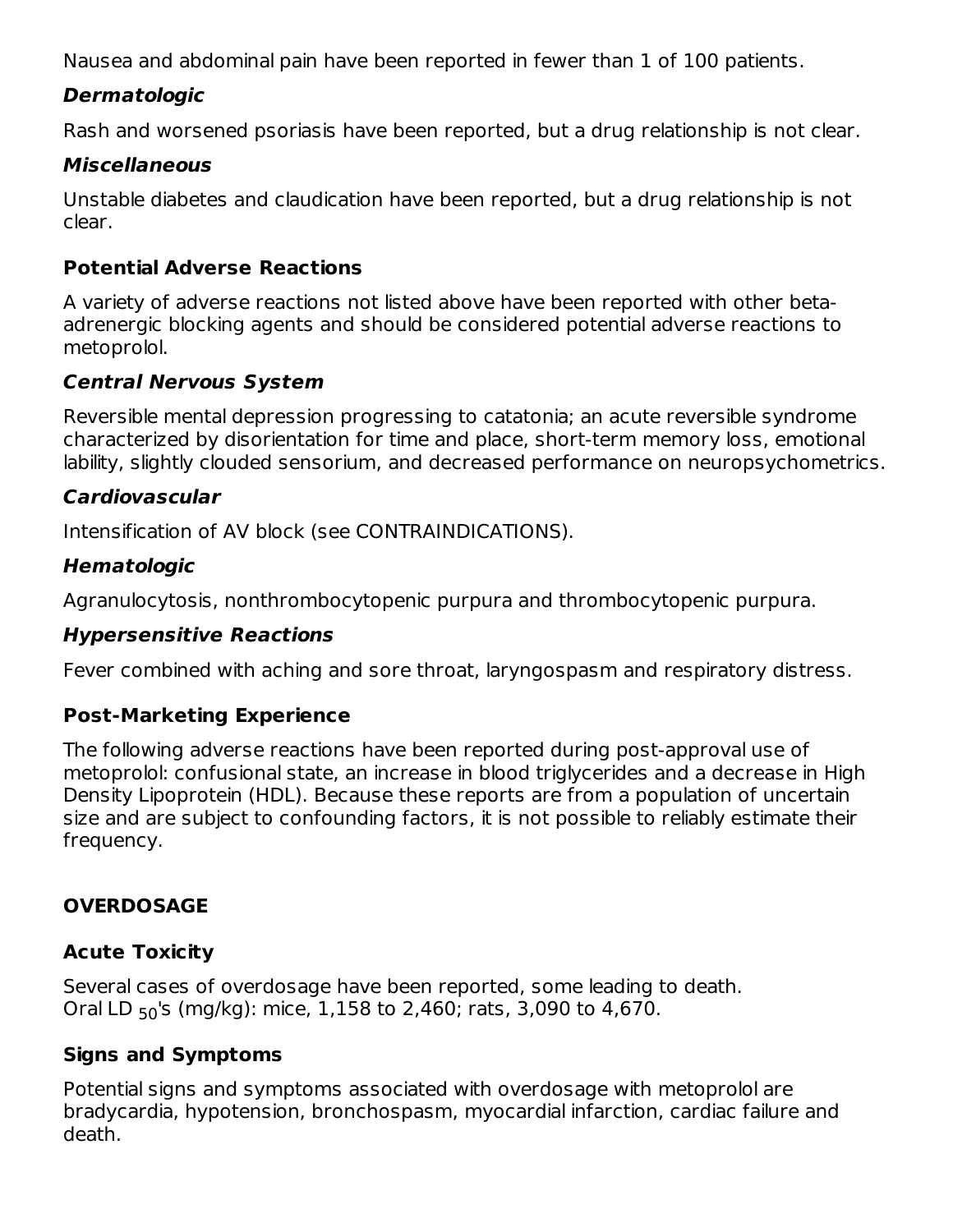Nausea and abdominal pain have been reported in fewer than 1 of 100 patients.

***Dermatologic***

Rash and worsened psoriasis have been reported, but a drug relationship is not clear.

***Miscellaneous***

Unstable diabetes and claudication have been reported, but a drug relationship is not clear.

### Potential Adverse Reactions

A variety of adverse reactions not listed above have been reported with other beta-adrenergic blocking agents and should be considered potential adverse reactions to metoprolol.

***Central Nervous System***

Reversible mental depression progressing to catatonia; an acute reversible syndrome characterized by disorientation for time and place, short-term memory loss, emotional lability, slightly clouded sensorium, and decreased performance on neuropsychometrics.

***Cardiovascular***

Intensification of AV block (see CONTRAINDICATIONS).

***Hematologic***

Agranulocytosis, nonthrombocytopenic purpura and thrombocytopenic purpura.

***Hypersensitive Reactions***

Fever combined with aching and sore throat, laryngospasm and respiratory distress.

### Post-Marketing Experience

The following adverse reactions have been reported during post-approval use of metoprolol: confusional state, an increase in blood triglycerides and a decrease in High Density Lipoprotein (HDL). Because these reports are from a population of uncertain size and are subject to confounding factors, it is not possible to reliably estimate their frequency.

## OVERDOSAGE

### Acute Toxicity

Several cases of overdosage have been reported, some leading to death.
Oral $LD_{50}$'s (mg/kg): mice, 1,158 to 2,460; rats, 3,090 to 4,670.

### Signs and Symptoms

Potential signs and symptoms associated with overdosage with metoprolol are bradycardia, hypotension, bronchospasm, myocardial infarction, cardiac failure and death.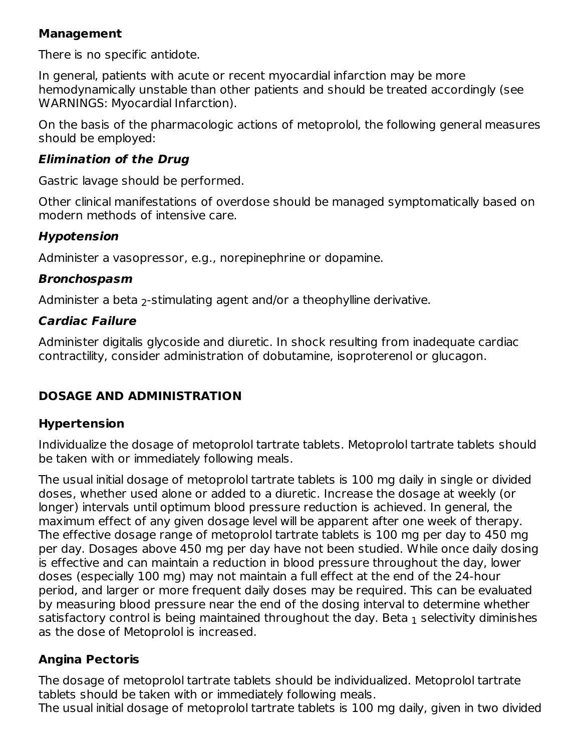**Management**

There is no specific antidote.

In general, patients with acute or recent myocardial infarction may be more hemodynamically unstable than other patients and should be treated accordingly (see WARNINGS: Myocardial Infarction).

On the basis of the pharmacologic actions of metoprolol, the following general measures should be employed:

***Elimination of the Drug***

Gastric lavage should be performed.

Other clinical manifestations of overdose should be managed symptomatically based on modern methods of intensive care.

***Hypotension***

Administer a vasopressor, e.g., norepinephrine or dopamine.

***Bronchospasm***

Administer a beta $_2$-stimulating agent and/or a theophylline derivative.

***Cardiac Failure***

Administer digitalis glycoside and diuretic. In shock resulting from inadequate cardiac contractility, consider administration of dobutamine, isoproterenol or glucagon.

## DOSAGE AND ADMINISTRATION

### Hypertension

Individualize the dosage of metoprolol tartrate tablets. Metoprolol tartrate tablets should be taken with or immediately following meals.

The usual initial dosage of metoprolol tartrate tablets is 100 mg daily in single or divided doses, whether used alone or added to a diuretic. Increase the dosage at weekly (or longer) intervals until optimum blood pressure reduction is achieved. In general, the maximum effect of any given dosage level will be apparent after one week of therapy. The effective dosage range of metoprolol tartrate tablets is 100 mg per day to 450 mg per day. Dosages above 450 mg per day have not been studied. While once daily dosing is effective and can maintain a reduction in blood pressure throughout the day, lower doses (especially 100 mg) may not maintain a full effect at the end of the 24-hour period, and larger or more frequent daily doses may be required. This can be evaluated by measuring blood pressure near the end of the dosing interval to determine whether satisfactory control is being maintained throughout the day. Beta $_1$ selectivity diminishes as the dose of Metoprolol is increased.

### Angina Pectoris

The dosage of metoprolol tartrate tablets should be individualized. Metoprolol tartrate tablets should be taken with or immediately following meals.
The usual initial dosage of metoprolol tartrate tablets is 100 mg daily, given in two divided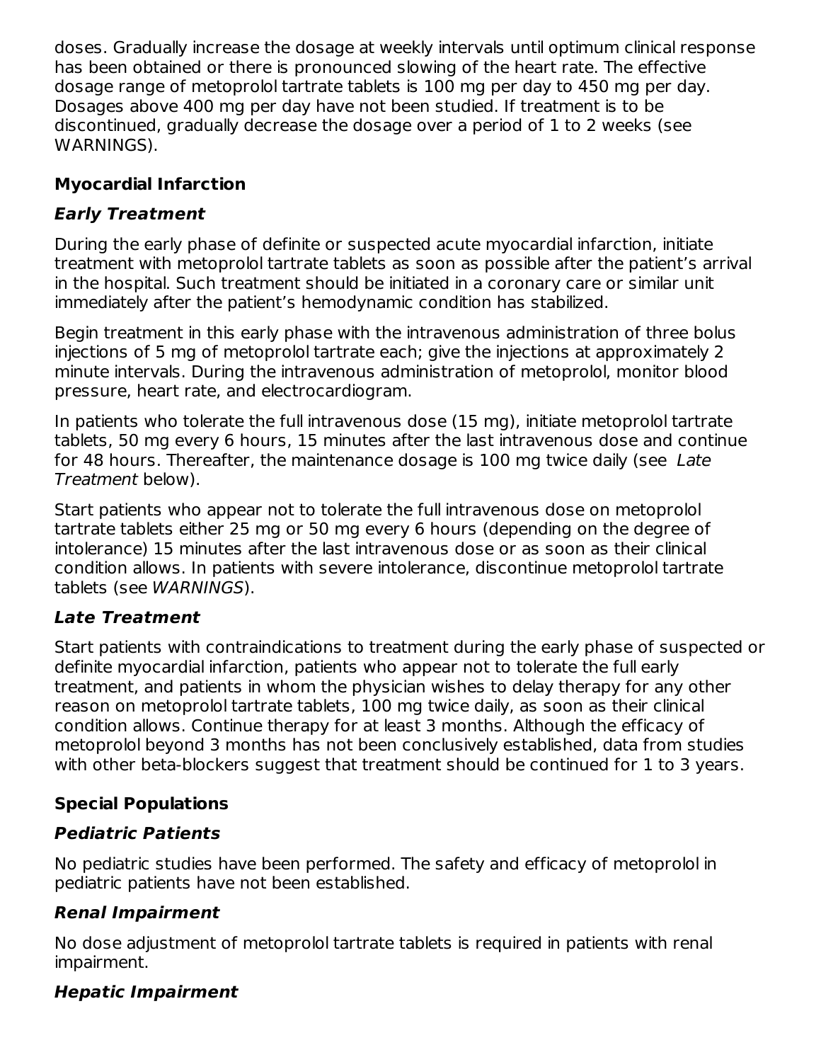doses. Gradually increase the dosage at weekly intervals until optimum clinical response has been obtained or there is pronounced slowing of the heart rate. The effective dosage range of metoprolol tartrate tablets is 100 mg per day to 450 mg per day. Dosages above 400 mg per day have not been studied. If treatment is to be discontinued, gradually decrease the dosage over a period of 1 to 2 weeks (see WARNINGS).

### Myocardial Infarction

#### *Early Treatment*

During the early phase of definite or suspected acute myocardial infarction, initiate treatment with metoprolol tartrate tablets as soon as possible after the patient's arrival in the hospital. Such treatment should be initiated in a coronary care or similar unit immediately after the patient's hemodynamic condition has stabilized.

Begin treatment in this early phase with the intravenous administration of three bolus injections of 5 mg of metoprolol tartrate each; give the injections at approximately 2 minute intervals. During the intravenous administration of metoprolol, monitor blood pressure, heart rate, and electrocardiogram.

In patients who tolerate the full intravenous dose (15 mg), initiate metoprolol tartrate tablets, 50 mg every 6 hours, 15 minutes after the last intravenous dose and continue for 48 hours. Thereafter, the maintenance dosage is 100 mg twice daily (see *Late Treatment* below).

Start patients who appear not to tolerate the full intravenous dose on metoprolol tartrate tablets either 25 mg or 50 mg every 6 hours (depending on the degree of intolerance) 15 minutes after the last intravenous dose or as soon as their clinical condition allows. In patients with severe intolerance, discontinue metoprolol tartrate tablets (see *WARNINGS*).

#### *Late Treatment*

Start patients with contraindications to treatment during the early phase of suspected or definite myocardial infarction, patients who appear not to tolerate the full early treatment, and patients in whom the physician wishes to delay therapy for any other reason on metoprolol tartrate tablets, 100 mg twice daily, as soon as their clinical condition allows. Continue therapy for at least 3 months. Although the efficacy of metoprolol beyond 3 months has not been conclusively established, data from studies with other beta-blockers suggest that treatment should be continued for 1 to 3 years.

### Special Populations

#### *Pediatric Patients*

No pediatric studies have been performed. The safety and efficacy of metoprolol in pediatric patients have not been established.

#### *Renal Impairment*

No dose adjustment of metoprolol tartrate tablets is required in patients with renal impairment.

#### *Hepatic Impairment*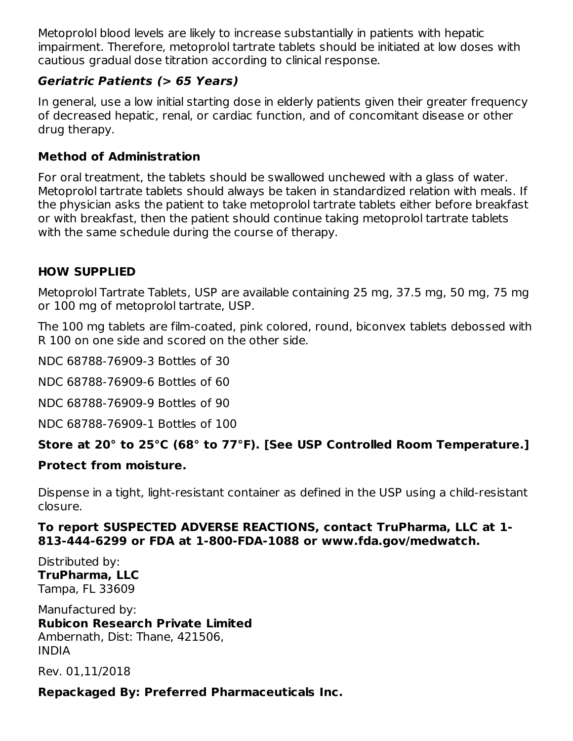Metoprolol blood levels are likely to increase substantially in patients with hepatic impairment. Therefore, metoprolol tartrate tablets should be initiated at low doses with cautious gradual dose titration according to clinical response.

### *Geriatric Patients (> 65 Years)*

In general, use a low initial starting dose in elderly patients given their greater frequency of decreased hepatic, renal, or cardiac function, and of concomitant disease or other drug therapy.

### Method of Administration

For oral treatment, the tablets should be swallowed unchewed with a glass of water. Metoprolol tartrate tablets should always be taken in standardized relation with meals. If the physician asks the patient to take metoprolol tartrate tablets either before breakfast or with breakfast, then the patient should continue taking metoprolol tartrate tablets with the same schedule during the course of therapy.

## HOW SUPPLIED

Metoprolol Tartrate Tablets, USP are available containing 25 mg, 37.5 mg, 50 mg, 75 mg or 100 mg of metoprolol tartrate, USP.

The 100 mg tablets are film-coated, pink colored, round, biconvex tablets debossed with R 100 on one side and scored on the other side.

NDC 68788-76909-3 Bottles of 30

NDC 68788-76909-6 Bottles of 60

NDC 68788-76909-9 Bottles of 90

NDC 68788-76909-1 Bottles of 100

**Store at 20° to 25°C (68° to 77°F). [See USP Controlled Room Temperature.]**

**Protect from moisture.**

Dispense in a tight, light-resistant container as defined in the USP using a child-resistant closure.

**To report SUSPECTED ADVERSE REACTIONS, contact TruPharma, LLC at 1-813-444-6299 or FDA at 1-800-FDA-1088 or www.fda.gov/medwatch.**

Distributed by:
**TruPharma, LLC**
Tampa, FL 33609

Manufactured by:
**Rubicon Research Private Limited**
Ambernath, Dist: Thane, 421506,
INDIA

Rev. 01,11/2018

**Repackaged By: Preferred Pharmaceuticals Inc.**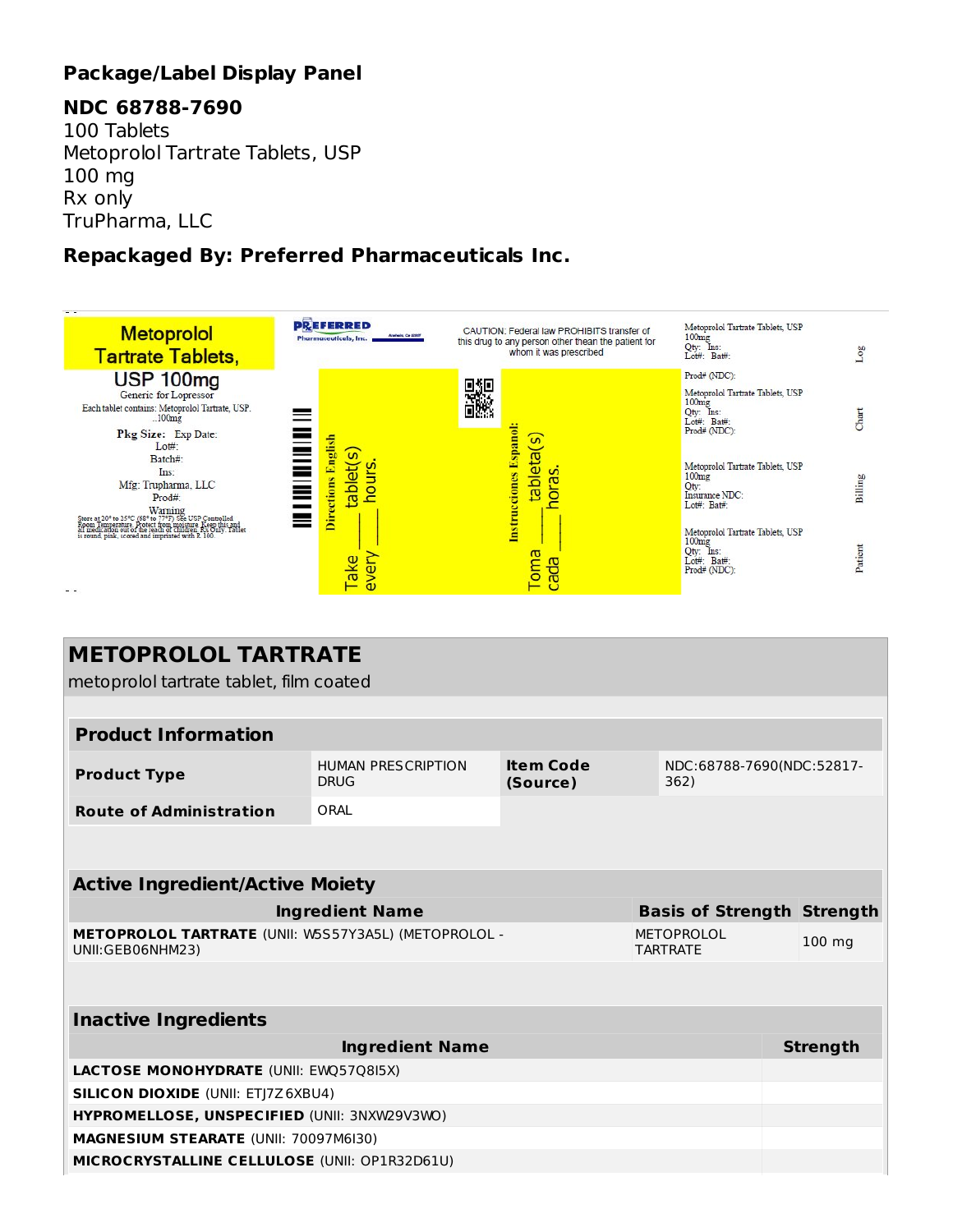## Package/Label Display Panel

**NDC 68788-7690**
100 Tablets
Metoprolol Tartrate Tablets, USP
100 mg
Rx only
TruPharma, LLC

**Repackaged By: Preferred Pharmaceuticals Inc.**

Metoprolol Tartrate Tablets, USP 100mg
Generic for Lopressor
Each tablet contains: Metoprolol Tartrate, USP..100mg
Pkg Size: Exp Date:
Lot#:
Batch#:
Ins:
Mfg: Trupharma, LLC
Prod#:
Warning
Store at 20° to 25°C (68° to 77°F) See USP Controlled Room Temperature. Protect from moisture. Keep this and all medication out of the reach of children. Rx Only. Tablet is round, pink, scored and imprinted with R 100.

PREFERRED Pharmaceuticals, Inc.

CAUTION: Federal law PROHIBITS transfer of this drug to any person other thean the patient for whom it was prescribed

Directions English
Take ____ tablet(s) every ____ hours.

Instrucciones Espanol:
Toma ____ tableta(s) cada ____ horas.

Metoprolol Tartrate Tablets, USP 100mg
Qty: Ins:
Lot#: Bat#:
Prod# (NDC):
Log

Metoprolol Tartrate Tablets, USP 100mg
Qty: Ins:
Lot#: Bat#:
Prod# (NDC):
Chart

Metoprolol Tartrate Tablets, USP 100mg
Qty:
Insurance NDC:
Lot#: Bat#:
Billing

Metoprolol Tartrate Tablets, USP 100mg
Qty: Ins:
Lot#: Bat#:
Prod# (NDC):
Patient

## METOPROLOL TARTRATE

metoprolol tartrate tablet, film coated

| Product Information | | | |
|---|---|---|---|
| **Product Type** | HUMAN PRESCRIPTION DRUG | **Item Code (Source)** | NDC:68788-7690(NDC:52817-362) |
| **Route of Administration** | ORAL | | |

| Active Ingredient/Active Moiety | | |
|---|---|---|
| **Ingredient Name** | **Basis of Strength** | **Strength** |
| **METOPROLOL TARTRATE** (UNII: W5S57Y3A5L) (METOPROLOL - UNII:GEB06NHM23) | METOPROLOL TARTRATE | 100 mg |

| Inactive Ingredients | |
|---|---|
| **Ingredient Name** | **Strength** |
| **LACTOSE MONOHYDRATE** (UNII: EWQ57Q8I5X) | |
| **SILICON DIOXIDE** (UNII: ETJ7Z6XBU4) | |
| **HYPROMELLOSE, UNSPECIFIED** (UNII: 3NXW29V3WO) | |
| **MAGNESIUM STEARATE** (UNII: 70097M6I30) | |
| **MICROCRYSTALLINE CELLULOSE** (UNII: OP1R32D61U) | |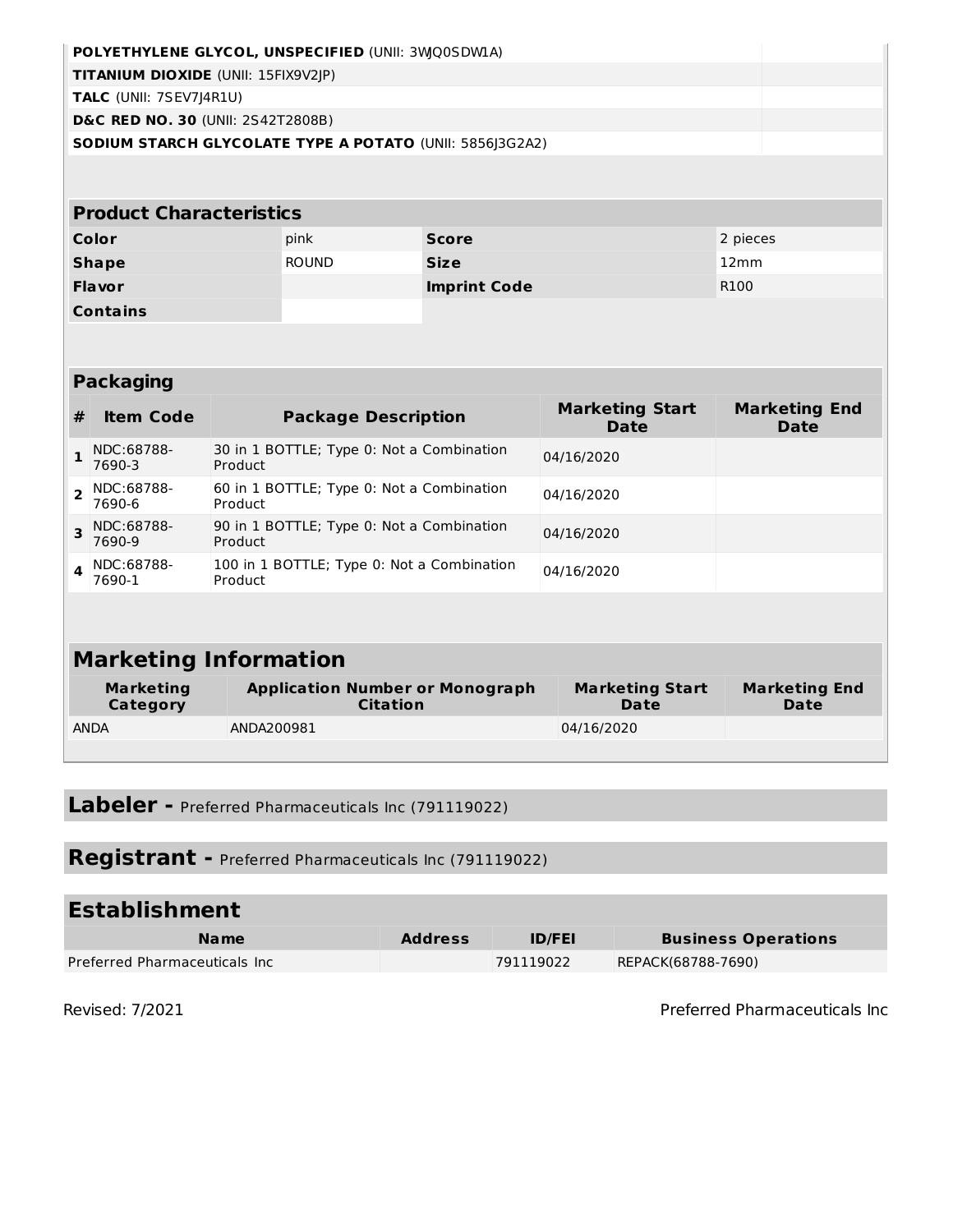| | |
|---|---|
| **POLYETHYLENE GLYCOL, UNSPECIFIED** (UNII: 3WQ0SDW1A) | |
| **TITANIUM DIOXIDE** (UNII: 15FIX9V2JP) | |
| **TALC** (UNII: 7SEV7J4R1U) | |
| **D&C RED NO. 30** (UNII: 2S42T2808B) | |
| **SODIUM STARCH GLYCOLATE TYPE A POTATO** (UNII: 5856J3G2A2) | |

| **Product Characteristics** | | | |
|---|---|---|---|
| **Color** | pink | **Score** | 2 pieces |
| **Shape** | ROUND | **Size** | 12mm |
| **Flavor** | | **Imprint Code** | R100 |
| **Contains** | | | |

**Packaging**

| # | Item Code | Package Description | Marketing Start Date | Marketing End Date |
|---|---|---|---|---|
| 1 | NDC:68788-7690-3 | 30 in 1 BOTTLE; Type 0: Not a Combination Product | 04/16/2020 | |
| 2 | NDC:68788-7690-6 | 60 in 1 BOTTLE; Type 0: Not a Combination Product | 04/16/2020 | |
| 3 | NDC:68788-7690-9 | 90 in 1 BOTTLE; Type 0: Not a Combination Product | 04/16/2020 | |
| 4 | NDC:68788-7690-1 | 100 in 1 BOTTLE; Type 0: Not a Combination Product | 04/16/2020 | |

## Marketing Information

| Marketing Category | Application Number or Monograph Citation | Marketing Start Date | Marketing End Date |
|---|---|---|---|
| ANDA | ANDA200981 | 04/16/2020 | |

## Labeler - Preferred Pharmaceuticals Inc (791119022)

## Registrant - Preferred Pharmaceuticals Inc (791119022)

## Establishment

| Name | Address | ID/FEI | Business Operations |
|---|---|---|---|
| Preferred Pharmaceuticals Inc | | 791119022 | REPACK(68788-7690) |

Revised: 7/2021

Preferred Pharmaceuticals Inc